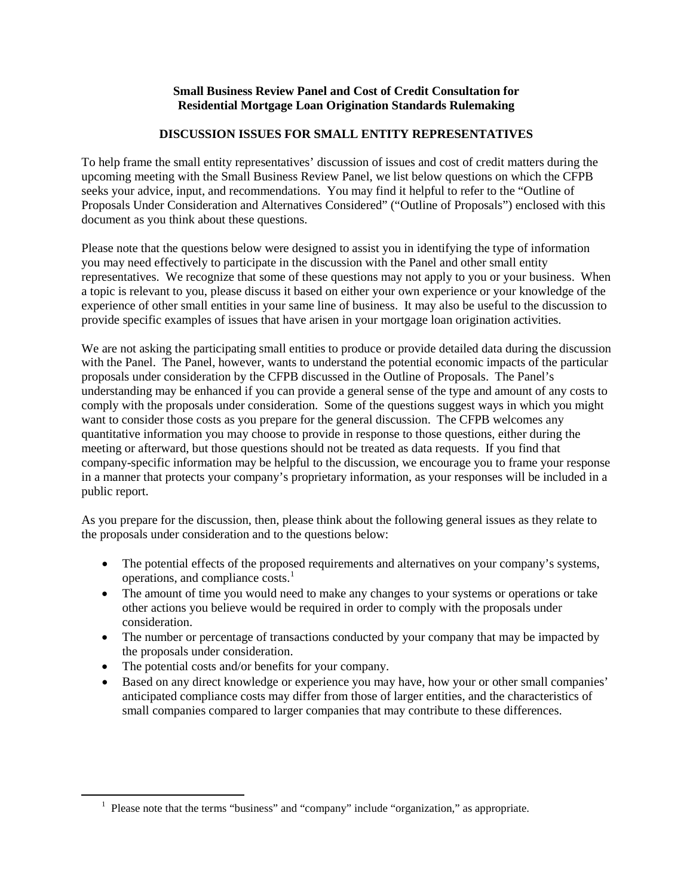**Small Business Review Panel and Cost of Credit Consultation for Residential Mortgage Loan Origination Standards Rulemaking**

**DISCUSSION ISSUES FOR SMALL ENTITY REPRESENTATIVES**

To help frame the small entity representatives' discussion of issues and cost of credit matters during the upcoming meeting with the Small Business Review Panel, we list below questions on which the CFPB seeks your advice, input, and recommendations. You may find it helpful to refer to the "Outline of Proposals Under Consideration and Alternatives Considered" ("Outline of Proposals") enclosed with this document as you think about these questions.

Please note that the questions below were designed to assist you in identifying the type of information you may need effectively to participate in the discussion with the Panel and other small entity representatives. We recognize that some of these questions may not apply to you or your business. When a topic is relevant to you, please discuss it based on either your own experience or your knowledge of the experience of other small entities in your same line of business. It may also be useful to the discussion to provide specific examples of issues that have arisen in your mortgage loan origination activities.

We are not asking the participating small entities to produce or provide detailed data during the discussion with the Panel. The Panel, however, wants to understand the potential economic impacts of the particular proposals under consideration by the CFPB discussed in the Outline of Proposals. The Panel's understanding may be enhanced if you can provide a general sense of the type and amount of any costs to comply with the proposals under consideration. Some of the questions suggest ways in which you might want to consider those costs as you prepare for the general discussion. The CFPB welcomes any quantitative information you may choose to provide in response to those questions, either during the meeting or afterward, but those questions should not be treated as data requests. If you find that company-specific information may be helpful to the discussion, we encourage you to frame your response in a manner that protects your company's proprietary information, as your responses will be included in a public report.

As you prepare for the discussion, then, please think about the following general issues as they relate to the proposals under consideration and to the questions below:

- The potential effects of the proposed requirements and alternatives on your company's systems, operations, and compliance costs.[1]
- The amount of time you would need to make any changes to your systems or operations or take other actions you believe would be required in order to comply with the proposals under consideration.
- The number or percentage of transactions conducted by your company that may be impacted by the proposals under consideration.
- The potential costs and/or benefits for your company.
- Based on any direct knowledge or experience you may have, how your or other small companies' anticipated compliance costs may differ from those of larger entities, and the characteristics of small companies compared to larger companies that may contribute to these differences.

[1] Please note that the terms "business" and "company" include "organization," as appropriate.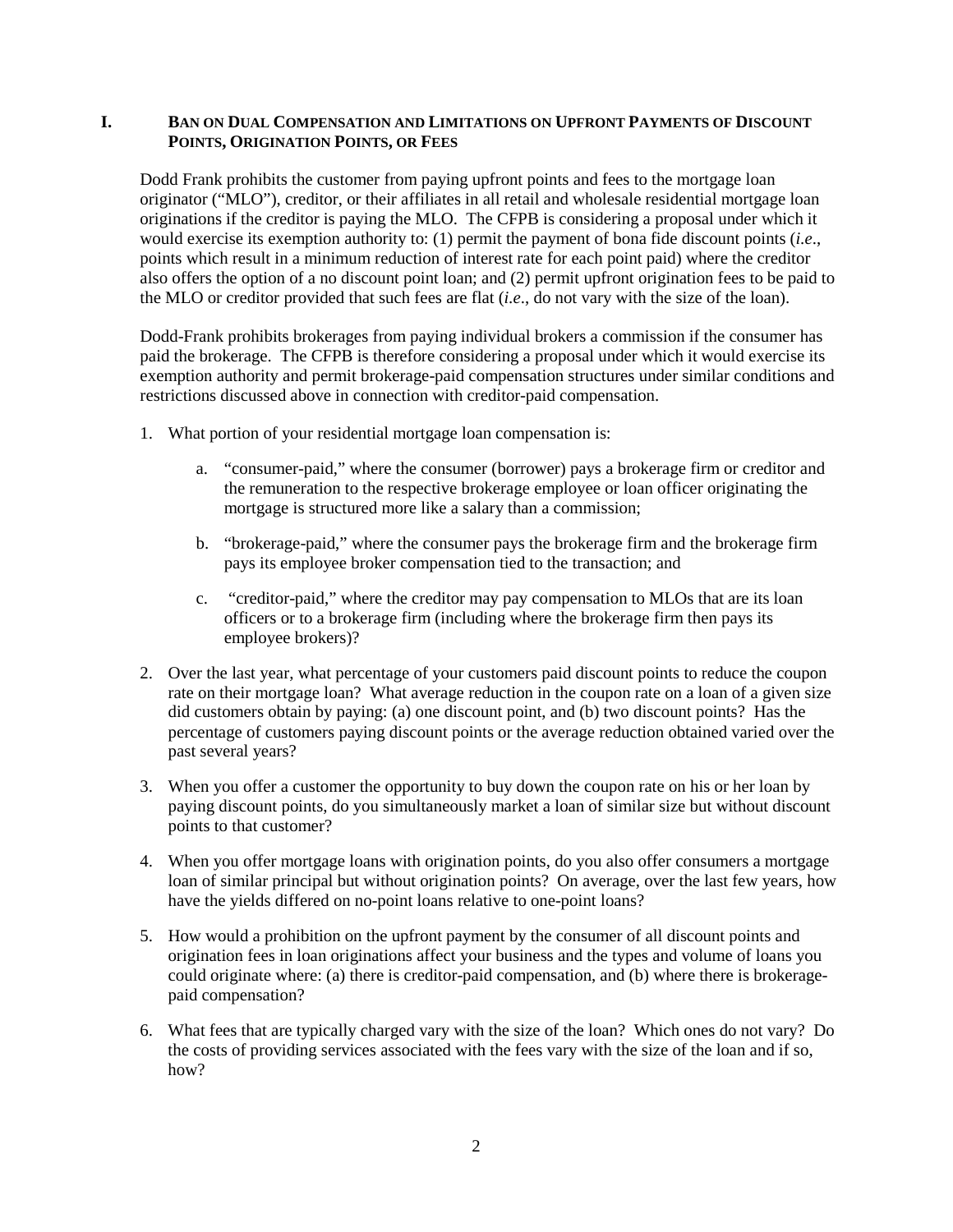## I. Ban on Dual Compensation and Limitations on Upfront Payments of Discount Points, Origination Points, or Fees

Dodd Frank prohibits the customer from paying upfront points and fees to the mortgage loan originator ("MLO"), creditor, or their affiliates in all retail and wholesale residential mortgage loan originations if the creditor is paying the MLO. The CFPB is considering a proposal under which it would exercise its exemption authority to: (1) permit the payment of bona fide discount points (*i.e*., points which result in a minimum reduction of interest rate for each point paid) where the creditor also offers the option of a no discount point loan; and (2) permit upfront origination fees to be paid to the MLO or creditor provided that such fees are flat (*i.e*., do not vary with the size of the loan).

Dodd-Frank prohibits brokerages from paying individual brokers a commission if the consumer has paid the brokerage. The CFPB is therefore considering a proposal under which it would exercise its exemption authority and permit brokerage-paid compensation structures under similar conditions and restrictions discussed above in connection with creditor-paid compensation.

1. What portion of your residential mortgage loan compensation is:
    a. "consumer-paid," where the consumer (borrower) pays a brokerage firm or creditor and the remuneration to the respective brokerage employee or loan officer originating the mortgage is structured more like a salary than a commission;
    b. "brokerage-paid," where the consumer pays the brokerage firm and the brokerage firm pays its employee broker compensation tied to the transaction; and
    c. "creditor-paid," where the creditor may pay compensation to MLOs that are its loan officers or to a brokerage firm (including where the brokerage firm then pays its employee brokers)?
2. Over the last year, what percentage of your customers paid discount points to reduce the coupon rate on their mortgage loan? What average reduction in the coupon rate on a loan of a given size did customers obtain by paying: (a) one discount point, and (b) two discount points? Has the percentage of customers paying discount points or the average reduction obtained varied over the past several years?
3. When you offer a customer the opportunity to buy down the coupon rate on his or her loan by paying discount points, do you simultaneously market a loan of similar size but without discount points to that customer?
4. When you offer mortgage loans with origination points, do you also offer consumers a mortgage loan of similar principal but without origination points? On average, over the last few years, how have the yields differed on no-point loans relative to one-point loans?
5. How would a prohibition on the upfront payment by the consumer of all discount points and origination fees in loan originations affect your business and the types and volume of loans you could originate where: (a) there is creditor-paid compensation, and (b) where there is brokerage-paid compensation?
6. What fees that are typically charged vary with the size of the loan? Which ones do not vary? Do the costs of providing services associated with the fees vary with the size of the loan and if so, how?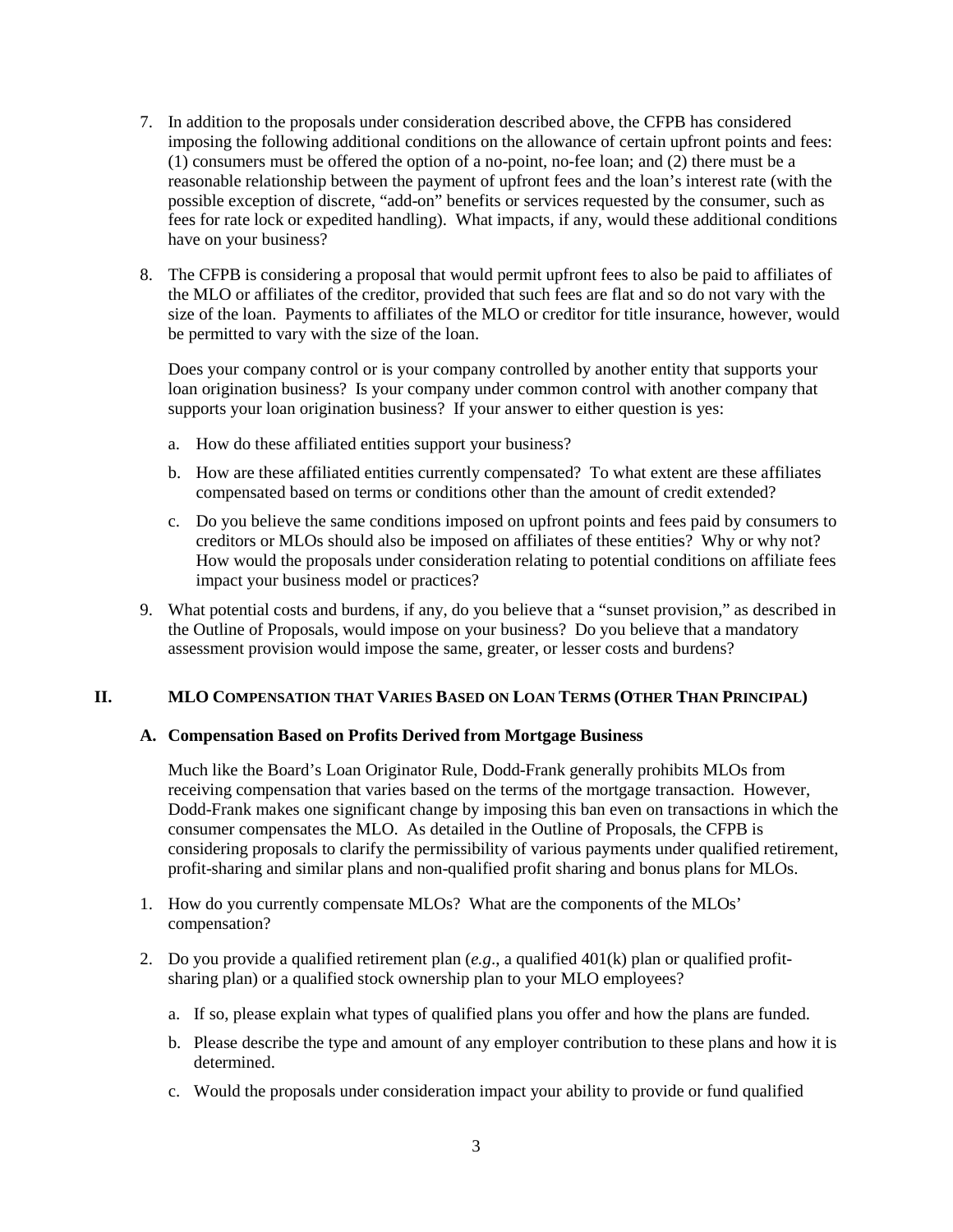7. In addition to the proposals under consideration described above, the CFPB has considered imposing the following additional conditions on the allowance of certain upfront points and fees: (1) consumers must be offered the option of a no-point, no-fee loan; and (2) there must be a reasonable relationship between the payment of upfront fees and the loan's interest rate (with the possible exception of discrete, "add-on" benefits or services requested by the consumer, such as fees for rate lock or expedited handling). What impacts, if any, would these additional conditions have on your business?

8. The CFPB is considering a proposal that would permit upfront fees to also be paid to affiliates of the MLO or affiliates of the creditor, provided that such fees are flat and so do not vary with the size of the loan. Payments to affiliates of the MLO or creditor for title insurance, however, would be permitted to vary with the size of the loan.

   Does your company control or is your company controlled by another entity that supports your loan origination business? Is your company under common control with another company that supports your loan origination business? If your answer to either question is yes:

   a. How do these affiliated entities support your business?

   b. How are these affiliated entities currently compensated? To what extent are these affiliates compensated based on terms or conditions other than the amount of credit extended?

   c. Do you believe the same conditions imposed on upfront points and fees paid by consumers to creditors or MLOs should also be imposed on affiliates of these entities? Why or why not? How would the proposals under consideration relating to potential conditions on affiliate fees impact your business model or practices?

9. What potential costs and burdens, if any, do you believe that a "sunset provision," as described in the Outline of Proposals, would impose on your business? Do you believe that a mandatory assessment provision would impose the same, greater, or lesser costs and burdens?

## II. MLO Compensation that Varies Based on Loan Terms (Other Than Principal)

### A. Compensation Based on Profits Derived from Mortgage Business

Much like the Board's Loan Originator Rule, Dodd-Frank generally prohibits MLOs from receiving compensation that varies based on the terms of the mortgage transaction. However, Dodd-Frank makes one significant change by imposing this ban even on transactions in which the consumer compensates the MLO. As detailed in the Outline of Proposals, the CFPB is considering proposals to clarify the permissibility of various payments under qualified retirement, profit-sharing and similar plans and non-qualified profit sharing and bonus plans for MLOs.

1. How do you currently compensate MLOs? What are the components of the MLOs' compensation?

2. Do you provide a qualified retirement plan (*e.g.*, a qualified 401(k) plan or qualified profit-sharing plan) or a qualified stock ownership plan to your MLO employees?

   a. If so, please explain what types of qualified plans you offer and how the plans are funded.

   b. Please describe the type and amount of any employer contribution to these plans and how it is determined.

   c. Would the proposals under consideration impact your ability to provide or fund qualified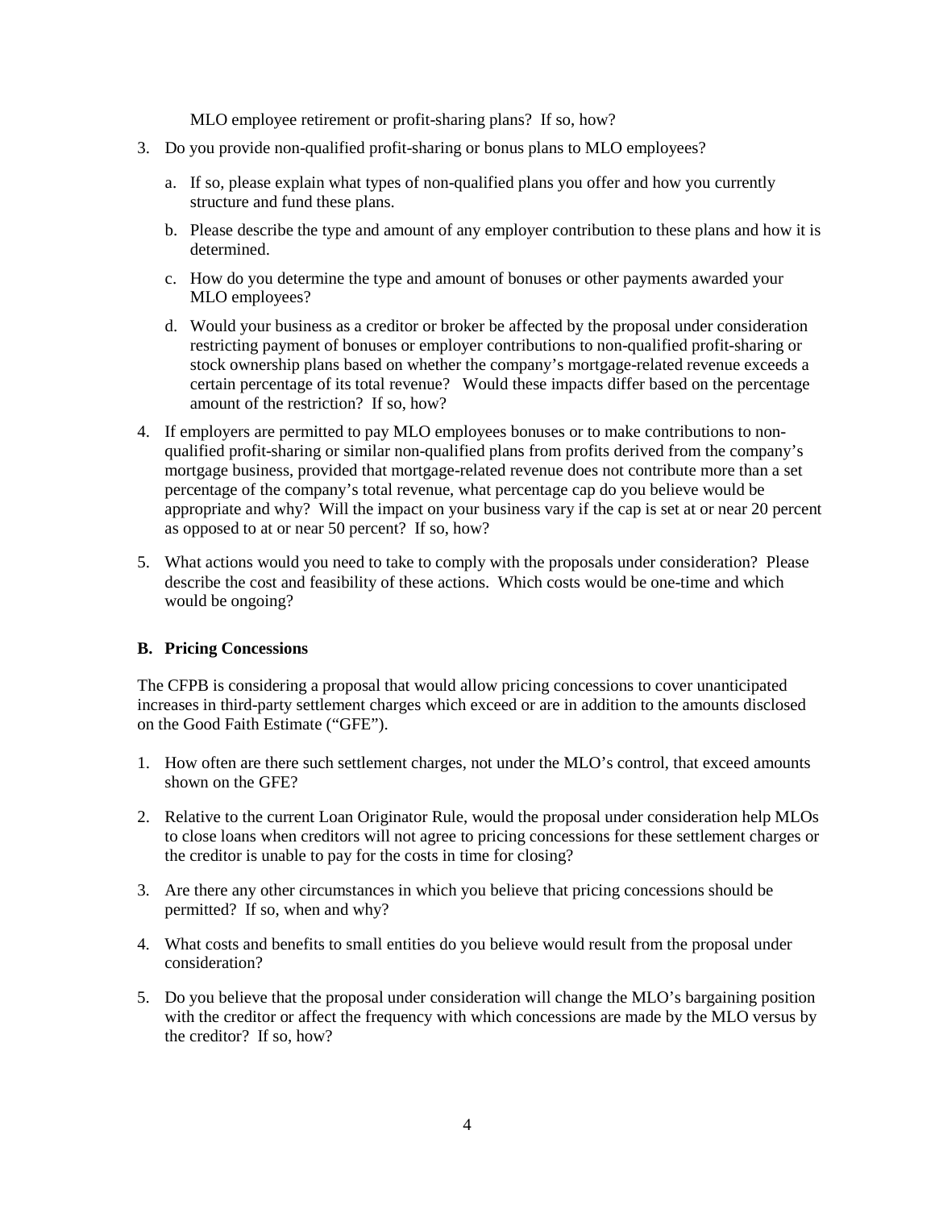MLO employee retirement or profit-sharing plans? If so, how?

3. Do you provide non-qualified profit-sharing or bonus plans to MLO employees?

    a. If so, please explain what types of non-qualified plans you offer and how you currently structure and fund these plans.

    b. Please describe the type and amount of any employer contribution to these plans and how it is determined.

    c. How do you determine the type and amount of bonuses or other payments awarded your MLO employees?

    d. Would your business as a creditor or broker be affected by the proposal under consideration restricting payment of bonuses or employer contributions to non-qualified profit-sharing or stock ownership plans based on whether the company's mortgage-related revenue exceeds a certain percentage of its total revenue? Would these impacts differ based on the percentage amount of the restriction? If so, how?

4. If employers are permitted to pay MLO employees bonuses or to make contributions to non-qualified profit-sharing or similar non-qualified plans from profits derived from the company's mortgage business, provided that mortgage-related revenue does not contribute more than a set percentage of the company's total revenue, what percentage cap do you believe would be appropriate and why? Will the impact on your business vary if the cap is set at or near 20 percent as opposed to at or near 50 percent? If so, how?

5. What actions would you need to take to comply with the proposals under consideration? Please describe the cost and feasibility of these actions. Which costs would be one-time and which would be ongoing?

### B. Pricing Concessions

The CFPB is considering a proposal that would allow pricing concessions to cover unanticipated increases in third-party settlement charges which exceed or are in addition to the amounts disclosed on the Good Faith Estimate ("GFE").

1. How often are there such settlement charges, not under the MLO's control, that exceed amounts shown on the GFE?

2. Relative to the current Loan Originator Rule, would the proposal under consideration help MLOs to close loans when creditors will not agree to pricing concessions for these settlement charges or the creditor is unable to pay for the costs in time for closing?

3. Are there any other circumstances in which you believe that pricing concessions should be permitted? If so, when and why?

4. What costs and benefits to small entities do you believe would result from the proposal under consideration?

5. Do you believe that the proposal under consideration will change the MLO's bargaining position with the creditor or affect the frequency with which concessions are made by the MLO versus by the creditor? If so, how?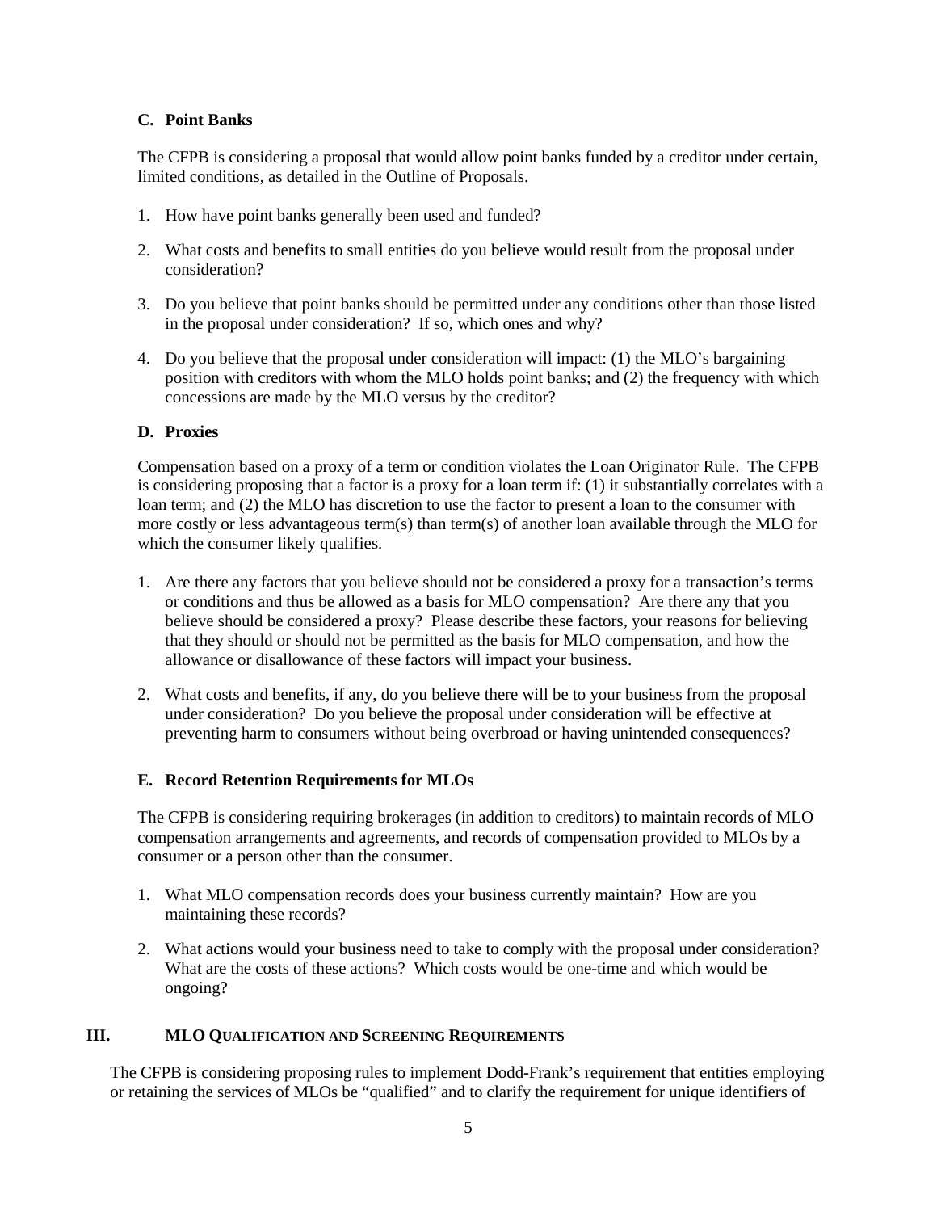### C. Point Banks

The CFPB is considering a proposal that would allow point banks funded by a creditor under certain, limited conditions, as detailed in the Outline of Proposals.

1. How have point banks generally been used and funded?

2. What costs and benefits to small entities do you believe would result from the proposal under consideration?

3. Do you believe that point banks should be permitted under any conditions other than those listed in the proposal under consideration? If so, which ones and why?

4. Do you believe that the proposal under consideration will impact: (1) the MLO's bargaining position with creditors with whom the MLO holds point banks; and (2) the frequency with which concessions are made by the MLO versus by the creditor?

### D. Proxies

Compensation based on a proxy of a term or condition violates the Loan Originator Rule. The CFPB is considering proposing that a factor is a proxy for a loan term if: (1) it substantially correlates with a loan term; and (2) the MLO has discretion to use the factor to present a loan to the consumer with more costly or less advantageous term(s) than term(s) of another loan available through the MLO for which the consumer likely qualifies.

1. Are there any factors that you believe should not be considered a proxy for a transaction's terms or conditions and thus be allowed as a basis for MLO compensation? Are there any that you believe should be considered a proxy? Please describe these factors, your reasons for believing that they should or should not be permitted as the basis for MLO compensation, and how the allowance or disallowance of these factors will impact your business.

2. What costs and benefits, if any, do you believe there will be to your business from the proposal under consideration? Do you believe the proposal under consideration will be effective at preventing harm to consumers without being overbroad or having unintended consequences?

### E. Record Retention Requirements for MLOs

The CFPB is considering requiring brokerages (in addition to creditors) to maintain records of MLO compensation arrangements and agreements, and records of compensation provided to MLOs by a consumer or a person other than the consumer.

1. What MLO compensation records does your business currently maintain? How are you maintaining these records?

2. What actions would your business need to take to comply with the proposal under consideration? What are the costs of these actions? Which costs would be one-time and which would be ongoing?

## III. MLO Qualification and Screening Requirements

The CFPB is considering proposing rules to implement Dodd-Frank's requirement that entities employing or retaining the services of MLOs be "qualified" and to clarify the requirement for unique identifiers of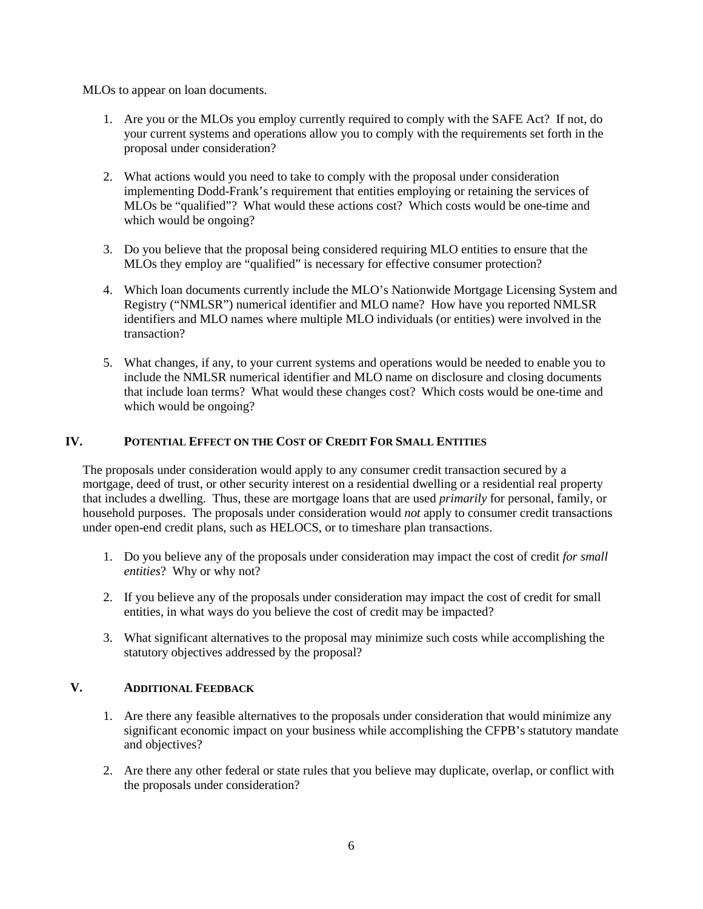MLOs to appear on loan documents.

1. Are you or the MLOs you employ currently required to comply with the SAFE Act? If not, do your current systems and operations allow you to comply with the requirements set forth in the proposal under consideration?

2. What actions would you need to take to comply with the proposal under consideration implementing Dodd-Frank's requirement that entities employing or retaining the services of MLOs be "qualified"? What would these actions cost? Which costs would be one-time and which would be ongoing?

3. Do you believe that the proposal being considered requiring MLO entities to ensure that the MLOs they employ are "qualified" is necessary for effective consumer protection?

4. Which loan documents currently include the MLO's Nationwide Mortgage Licensing System and Registry ("NMLSR") numerical identifier and MLO name? How have you reported NMLSR identifiers and MLO names where multiple MLO individuals (or entities) were involved in the transaction?

5. What changes, if any, to your current systems and operations would be needed to enable you to include the NMLSR numerical identifier and MLO name on disclosure and closing documents that include loan terms? What would these changes cost? Which costs would be one-time and which would be ongoing?

## IV. Potential Effect on the Cost of Credit For Small Entities

The proposals under consideration would apply to any consumer credit transaction secured by a mortgage, deed of trust, or other security interest on a residential dwelling or a residential real property that includes a dwelling. Thus, these are mortgage loans that are used *primarily* for personal, family, or household purposes. The proposals under consideration would *not* apply to consumer credit transactions under open-end credit plans, such as HELOCS, or to timeshare plan transactions.

1. Do you believe any of the proposals under consideration may impact the cost of credit *for small entities*? Why or why not?

2. If you believe any of the proposals under consideration may impact the cost of credit for small entities, in what ways do you believe the cost of credit may be impacted?

3. What significant alternatives to the proposal may minimize such costs while accomplishing the statutory objectives addressed by the proposal?

## V. Additional Feedback

1. Are there any feasible alternatives to the proposals under consideration that would minimize any significant economic impact on your business while accomplishing the CFPB's statutory mandate and objectives?

2. Are there any other federal or state rules that you believe may duplicate, overlap, or conflict with the proposals under consideration?